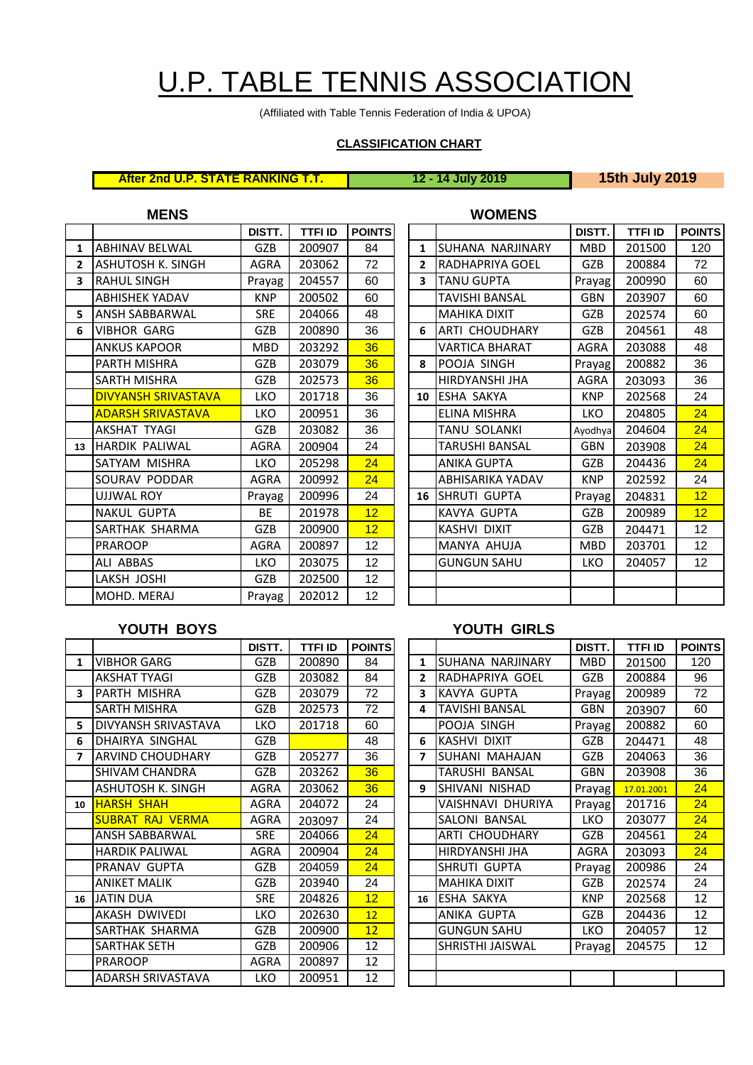# U.P. TABLE TENNIS ASSOCIATION

(Affiliated with Table Tennis Federation of India & UPOA)

**CLASSIFICATION CHART**

**After 2nd U.P. STATE RANKING T.T.** | **12 - 14 July 2019** | **15th July 2019**

## MENS

| | | DISTT. | TTFI ID | POINTS |
|---|---|---|---|---|
| 1 | ABHINAV BELWAL | GZB | 200907 | 84 |
| 2 | ASHUTOSH K. SINGH | AGRA | 203062 | 72 |
| 3 | RAHUL SINGH | Prayag | 204557 | 60 |
| | ABHISHEK YADAV | KNP | 200502 | 60 |
| 5 | ANSH SABBARWAL | SRE | 204066 | 48 |
| 6 | VIBHOR GARG | GZB | 200890 | 36 |
| | ANKUS KAPOOR | MBD | 203292 | 36 |
| | PARTH MISHRA | GZB | 203079 | 36 |
| | SARTH MISHRA | GZB | 202573 | 36 |
| | DIVYANSH SRIVASTAVA | LKO | 201718 | 36 |
| | ADARSH SRIVASTAVA | LKO | 200951 | 36 |
| | AKSHAT TYAGI | GZB | 203082 | 36 |
| 13 | HARDIK PALIWAL | AGRA | 200904 | 24 |
| | SATYAM MISHRA | LKO | 205298 | 24 |
| | SOURAV PODDAR | AGRA | 200992 | 24 |
| | UJJWAL ROY | Prayag | 200996 | 24 |
| | NAKUL GUPTA | BE | 201978 | 12 |
| | SARTHAK SHARMA | GZB | 200900 | 12 |
| | PRAROOP | AGRA | 200897 | 12 |
| | ALI ABBAS | LKO | 203075 | 12 |
| | LAKSH JOSHI | GZB | 202500 | 12 |
| | MOHD. MERAJ | Prayag | 202012 | 12 |

## WOMENS

| | | DISTT. | TTFI ID | POINTS |
|---|---|---|---|---|
| 1 | SUHANA NARJINARY | MBD | 201500 | 120 |
| 2 | RADHAPRIYA GOEL | GZB | 200884 | 72 |
| 3 | TANU GUPTA | Prayag | 200990 | 60 |
| | TAVISHI BANSAL | GBN | 203907 | 60 |
| | MAHIKA DIXIT | GZB | 202574 | 60 |
| 6 | ARTI CHOUDHARY | GZB | 204561 | 48 |
| | VARTICA BHARAT | AGRA | 203088 | 48 |
| 8 | POOJA SINGH | Prayag | 200882 | 36 |
| | HIRDYANSHI JHA | AGRA | 203093 | 36 |
| 10 | ESHA SAKYA | KNP | 202568 | 24 |
| | ELINA MISHRA | LKO | 204805 | 24 |
| | TANU SOLANKI | Ayodhya | 204604 | 24 |
| | TARUSHI BANSAL | GBN | 203908 | 24 |
| | ANIKA GUPTA | GZB | 204436 | 24 |
| | ABHISARIKA YADAV | KNP | 202592 | 24 |
| 16 | SHRUTI GUPTA | Prayag | 204831 | 12 |
| | KAVYA GUPTA | GZB | 200989 | 12 |
| | KASHVI DIXIT | GZB | 204471 | 12 |
| | MANYA AHUJA | MBD | 203701 | 12 |
| | GUNGUN SAHU | LKO | 204057 | 12 |

## YOUTH BOYS

| | | DISTT. | TTFI ID | POINTS |
|---|---|---|---|---|
| 1 | VIBHOR GARG | GZB | 200890 | 84 |
| | AKSHAT TYAGI | GZB | 203082 | 84 |
| 3 | PARTH MISHRA | GZB | 203079 | 72 |
| | SARTH MISHRA | GZB | 202573 | 72 |
| 5 | DIVYANSH SRIVASTAVA | LKO | 201718 | 60 |
| 6 | DHAIRYA SINGHAL | GZB | | 48 |
| 7 | ARVIND CHOUDHARY | GZB | 205277 | 36 |
| | SHIVAM CHANDRA | GZB | 203262 | 36 |
| | ASHUTOSH K. SINGH | AGRA | 203062 | 36 |
| 10 | HARSH SHAH | AGRA | 204072 | 24 |
| | SUBRAT RAJ VERMA | AGRA | 203097 | 24 |
| | ANSH SABBARWAL | SRE | 204066 | 24 |
| | HARDIK PALIWAL | AGRA | 200904 | 24 |
| | PRANAV GUPTA | GZB | 204059 | 24 |
| | ANIKET MALIK | GZB | 203940 | 24 |
| 16 | JATIN DUA | SRE | 204826 | 12 |
| | AKASH DWIVEDI | LKO | 202630 | 12 |
| | SARTHAK SHARMA | GZB | 200900 | 12 |
| | SARTHAK SETH | GZB | 200906 | 12 |
| | PRAROOP | AGRA | 200897 | 12 |
| | ADARSH SRIVASTAVA | LKO | 200951 | 12 |

## YOUTH GIRLS

| | | DISTT. | TTFI ID | POINTS |
|---|---|---|---|---|
| 1 | SUHANA NARJINARY | MBD | 201500 | 120 |
| 2 | RADHAPRIYA GOEL | GZB | 200884 | 96 |
| 3 | KAVYA GUPTA | Prayag | 200989 | 72 |
| 4 | TAVISHI BANSAL | GBN | 203907 | 60 |
| | POOJA SINGH | Prayag | 200882 | 60 |
| 6 | KASHVI DIXIT | GZB | 204471 | 48 |
| 7 | SUHANI MAHAJAN | GZB | 204063 | 36 |
| | TARUSHI BANSAL | GBN | 203908 | 36 |
| 9 | SHIVANI NISHAD | Prayag | 17.01.2001 | 24 |
| | VAISHNAVI DHURIYA | Prayag | 201716 | 24 |
| | SALONI BANSAL | LKO | 203077 | 24 |
| | ARTI CHOUDHARY | GZB | 204561 | 24 |
| | HIRDYANSHI JHA | AGRA | 203093 | 24 |
| | SHRUTI GUPTA | Prayag | 200986 | 24 |
| | MAHIKA DIXIT | GZB | 202574 | 24 |
| 16 | ESHA SAKYA | KNP | 202568 | 12 |
| | ANIKA GUPTA | GZB | 204436 | 12 |
| | GUNGUN SAHU | LKO | 204057 | 12 |
| | SHRISTHI JAISWAL | Prayag | 204575 | 12 |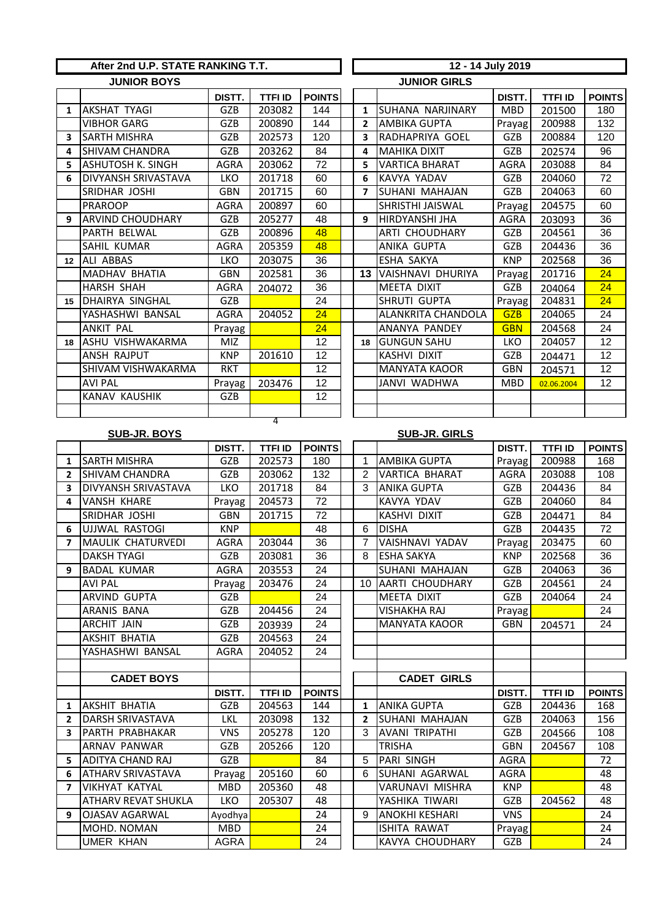**After 2nd U.P. STATE RANKING T.T.** — **12 - 14 July 2019**

**JUNIOR BOYS**

| | | DISTT. | TTFI ID | POINTS |
|---|---|---|---|---|
| 1 | AKSHAT TYAGI | GZB | 203082 | 144 |
| | VIBHOR GARG | GZB | 200890 | 144 |
| 3 | SARTH MISHRA | GZB | 202573 | 120 |
| 4 | SHIVAM CHANDRA | GZB | 203262 | 84 |
| 5 | ASHUTOSH K. SINGH | AGRA | 203062 | 72 |
| 6 | DIVYANSH SRIVASTAVA | LKO | 201718 | 60 |
| | SRIDHAR JOSHI | GBN | 201715 | 60 |
| | PRAROOP | AGRA | 200897 | 60 |
| 9 | ARVIND CHOUDHARY | GZB | 205277 | 48 |
| | PARTH BELWAL | GZB | 200896 | 48 |
| | SAHIL KUMAR | AGRA | 205359 | 48 |
| 12 | ALI ABBAS | LKO | 203075 | 36 |
| | MADHAV BHATIA | GBN | 202581 | 36 |
| | HARSH SHAH | AGRA | 204072 | 36 |
| 15 | DHAIRYA SINGHAL | GZB | | 24 |
| | YASHASHWI BANSAL | AGRA | 204052 | 24 |
| | ANKIT PAL | Prayag | | 24 |
| 18 | ASHU VISHWAKARMA | MIZ | | 12 |
| | ANSH RAJPUT | KNP | 201610 | 12 |
| | SHIVAM VISHWAKARMA | RKT | | 12 |
| | AVI PAL | Prayag | 203476 | 12 |
| | KANAV KAUSHIK | GZB | | 12 |

**JUNIOR GIRLS**

| | | DISTT. | TTFI ID | POINTS |
|---|---|---|---|---|
| 1 | SUHANA NARJINARY | MBD | 201500 | 180 |
| 2 | AMBIKA GUPTA | Prayag | 200988 | 132 |
| 3 | RADHAPRIYA GOEL | GZB | 200884 | 120 |
| 4 | MAHIKA DIXIT | GZB | 202574 | 96 |
| 5 | VARTICA BHARAT | AGRA | 203088 | 84 |
| 6 | KAVYA YADAV | GZB | 204060 | 72 |
| 7 | SUHANI MAHAJAN | GZB | 204063 | 60 |
| | SHRISTHI JAISWAL | Prayag | 204575 | 60 |
| 9 | HIRDYANSHI JHA | AGRA | 203093 | 36 |
| | ARTI CHOUDHARY | GZB | 204561 | 36 |
| | ANIKA GUPTA | GZB | 204436 | 36 |
| | ESHA SAKYA | KNP | 202568 | 36 |
| 13 | VAISHNAVI DHURIYA | Prayag | 201716 | 24 |
| | MEETA DIXIT | GZB | 204064 | 24 |
| | SHRUTI GUPTA | Prayag | 204831 | 24 |
| | ALANKRITA CHANDOLA | GZB | 204065 | 24 |
| | ANANYA PANDEY | GBN | 204568 | 24 |
| 18 | GUNGUN SAHU | LKO | 204057 | 12 |
| | KASHVI DIXIT | GZB | 204471 | 12 |
| | MANYATA KAOOR | GBN | 204571 | 12 |
| | JANVI WADHWA | MBD | 02.06.2004 | 12 |

**SUB-JR. BOYS**

| | | DISTT. | TTFI ID | POINTS |
|---|---|---|---|---|
| 1 | SARTH MISHRA | GZB | 202573 | 180 |
| 2 | SHIVAM CHANDRA | GZB | 203062 | 132 |
| 3 | DIVYANSH SRIVASTAVA | LKO | 201718 | 84 |
| 4 | VANSH KHARE | Prayag | 204573 | 72 |
| | SRIDHAR JOSHI | GBN | 201715 | 72 |
| 6 | UJJWAL RASTOGI | KNP | | 48 |
| 7 | MAULIK CHATURVEDI | AGRA | 203044 | 36 |
| | DAKSH TYAGI | GZB | 203081 | 36 |
| 9 | BADAL KUMAR | AGRA | 203553 | 24 |
| | AVI PAL | Prayag | 203476 | 24 |
| | ARVIND GUPTA | GZB | | 24 |
| | ARANIS BANA | GZB | 204456 | 24 |
| | ARCHIT JAIN | GZB | 203939 | 24 |
| | AKSHIT BHATIA | GZB | 204563 | 24 |
| | YASHASHWI BANSAL | AGRA | 204052 | 24 |

**SUB-JR. GIRLS**

| | | DISTT. | TTFI ID | POINTS |
|---|---|---|---|---|
| 1 | AMBIKA GUPTA | Prayag | 200988 | 168 |
| 2 | VARTICA BHARAT | AGRA | 203088 | 108 |
| 3 | ANIKA GUPTA | GZB | 204436 | 84 |
| | KAVYA YDAV | GZB | 204060 | 84 |
| | KASHVI DIXIT | GZB | 204471 | 84 |
| 6 | DISHA | GZB | 204435 | 72 |
| 7 | VAISHNAVI YADAV | Prayag | 203475 | 60 |
| 8 | ESHA SAKYA | KNP | 202568 | 36 |
| | SUHANI MAHAJAN | GZB | 204063 | 36 |
| 10 | AARTI CHOUDHARY | GZB | 204561 | 24 |
| | MEETA DIXIT | GZB | 204064 | 24 |
| | VISHAKHA RAJ | Prayag | | 24 |
| | MANYATA KAOOR | GBN | 204571 | 24 |

**CADET BOYS**

| | | DISTT. | TTFI ID | POINTS |
|---|---|---|---|---|
| 1 | AKSHIT BHATIA | GZB | 204563 | 144 |
| 2 | DARSH SRIVASTAVA | LKL | 203098 | 132 |
| 3 | PARTH PRABHAKAR | VNS | 205278 | 120 |
| | ARNAV PANWAR | GZB | 205266 | 120 |
| 5 | ADITYA CHAND RAJ | GZB | | 84 |
| 6 | ATHARV SRIVASTAVA | Prayag | 205160 | 60 |
| 7 | VIKHYAT KATYAL | MBD | 205360 | 48 |
| | ATHARV REVAT SHUKLA | LKO | 205307 | 48 |
| 9 | OJASAV AGARWAL | Ayodhya | | 24 |
| | MOHD. NOMAN | MBD | | 24 |
| | UMER KHAN | AGRA | | 24 |

**CADET GIRLS**

| | | DISTT. | TTFI ID | POINTS |
|---|---|---|---|---|
| 1 | ANIKA GUPTA | GZB | 204436 | 168 |
| 2 | SUHANI MAHAJAN | GZB | 204063 | 156 |
| 3 | AVANI TRIPATHI | GZB | 204566 | 108 |
| | TRISHA | GBN | 204567 | 108 |
| 5 | PARI SINGH | AGRA | | 72 |
| 6 | SUHANI AGARWAL | AGRA | | 48 |
| | VARUNAVI MISHRA | KNP | | 48 |
| | YASHIKA TIWARI | GZB | 204562 | 48 |
| 9 | ANOKHI KESHARI | VNS | | 24 |
| | ISHITA RAWAT | Prayag | | 24 |
| | KAVYA CHOUDHARY | GZB | | 24 |